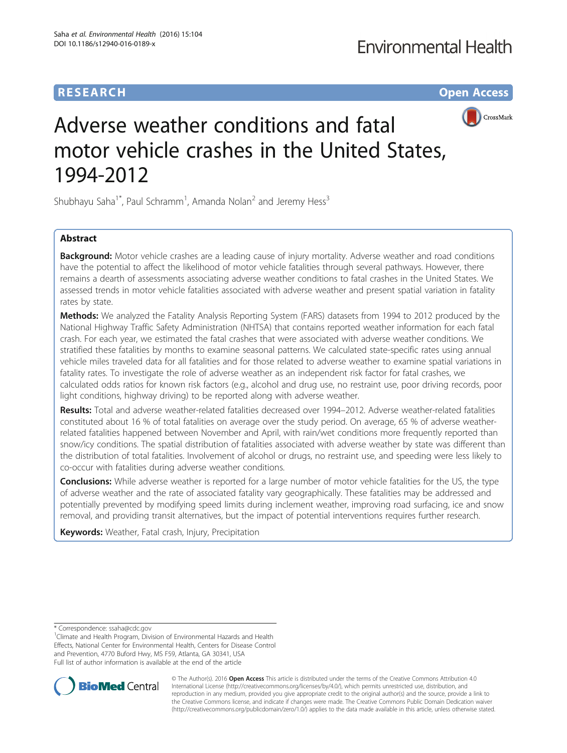**RESEARCH** **Open Access**

# Adverse weather conditions and fatal motor vehicle crashes in the United States, 1994-2012

Shubhayu Saha[1*], Paul Schramm[1], Amanda Nolan[2] and Jeremy Hess[3]

## Abstract

**Background:** Motor vehicle crashes are a leading cause of injury mortality. Adverse weather and road conditions have the potential to affect the likelihood of motor vehicle fatalities through several pathways. However, there remains a dearth of assessments associating adverse weather conditions to fatal crashes in the United States. We assessed trends in motor vehicle fatalities associated with adverse weather and present spatial variation in fatality rates by state.

**Methods:** We analyzed the Fatality Analysis Reporting System (FARS) datasets from 1994 to 2012 produced by the National Highway Traffic Safety Administration (NHTSA) that contains reported weather information for each fatal crash. For each year, we estimated the fatal crashes that were associated with adverse weather conditions. We stratified these fatalities by months to examine seasonal patterns. We calculated state-specific rates using annual vehicle miles traveled data for all fatalities and for those related to adverse weather to examine spatial variations in fatality rates. To investigate the role of adverse weather as an independent risk factor for fatal crashes, we calculated odds ratios for known risk factors (e.g., alcohol and drug use, no restraint use, poor driving records, poor light conditions, highway driving) to be reported along with adverse weather.

**Results:** Total and adverse weather-related fatalities decreased over 1994–2012. Adverse weather-related fatalities constituted about 16 % of total fatalities on average over the study period. On average, 65 % of adverse weather-related fatalities happened between November and April, with rain/wet conditions more frequently reported than snow/icy conditions. The spatial distribution of fatalities associated with adverse weather by state was different than the distribution of total fatalities. Involvement of alcohol or drugs, no restraint use, and speeding were less likely to co-occur with fatalities during adverse weather conditions.

**Conclusions:** While adverse weather is reported for a large number of motor vehicle fatalities for the US, the type of adverse weather and the rate of associated fatality vary geographically. These fatalities may be addressed and potentially prevented by modifying speed limits during inclement weather, improving road surfacing, ice and snow removal, and providing transit alternatives, but the impact of potential interventions requires further research.

**Keywords:** Weather, Fatal crash, Injury, Precipitation

---

* Correspondence: ssaha@cdc.gov

[1]Climate and Health Program, Division of Environmental Hazards and Health Effects, National Center for Environmental Health, Centers for Disease Control and Prevention, 4770 Buford Hwy, MS F59, Atlanta, GA 30341, USA

Full list of author information is available at the end of the article

© The Author(s). 2016 **Open Access** This article is distributed under the terms of the Creative Commons Attribution 4.0 International License (http://creativecommons.org/licenses/by/4.0/), which permits unrestricted use, distribution, and reproduction in any medium, provided you give appropriate credit to the original author(s) and the source, provide a link to the Creative Commons license, and indicate if changes were made. The Creative Commons Public Domain Dedication waiver (http://creativecommons.org/publicdomain/zero/1.0/) applies to the data made available in this article, unless otherwise stated.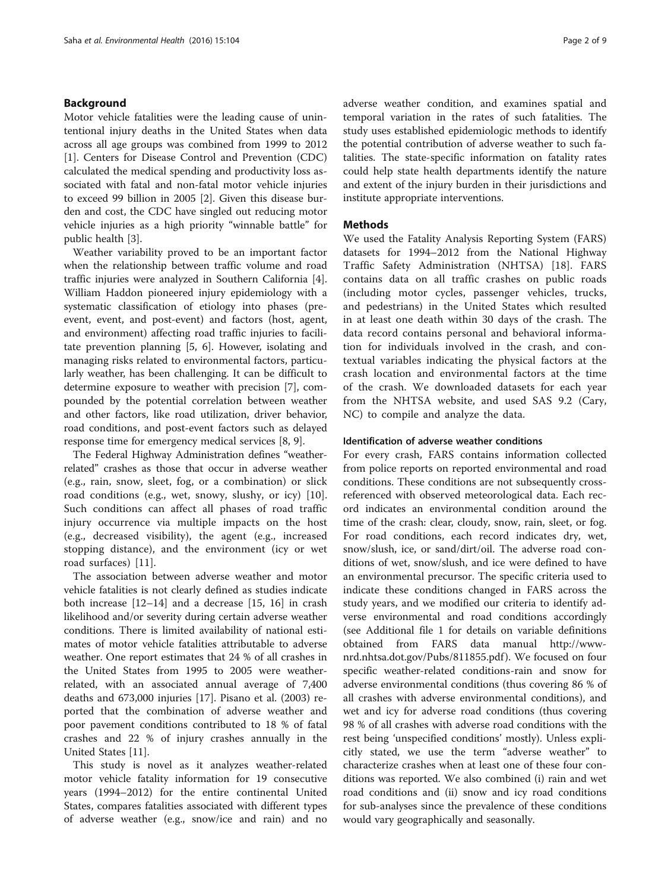## Background

Motor vehicle fatalities were the leading cause of unintentional injury deaths in the United States when data across all age groups was combined from 1999 to 2012 [1]. Centers for Disease Control and Prevention (CDC) calculated the medical spending and productivity loss associated with fatal and non-fatal motor vehicle injuries to exceed 99 billion in 2005 [2]. Given this disease burden and cost, the CDC have singled out reducing motor vehicle injuries as a high priority "winnable battle" for public health [3].

Weather variability proved to be an important factor when the relationship between traffic volume and road traffic injuries were analyzed in Southern California [4]. William Haddon pioneered injury epidemiology with a systematic classification of etiology into phases (pre-event, event, and post-event) and factors (host, agent, and environment) affecting road traffic injuries to facilitate prevention planning [5, 6]. However, isolating and managing risks related to environmental factors, particularly weather, has been challenging. It can be difficult to determine exposure to weather with precision [7], compounded by the potential correlation between weather and other factors, like road utilization, driver behavior, road conditions, and post-event factors such as delayed response time for emergency medical services [8, 9].

The Federal Highway Administration defines "weather-related" crashes as those that occur in adverse weather (e.g., rain, snow, sleet, fog, or a combination) or slick road conditions (e.g., wet, snowy, slushy, or icy) [10]. Such conditions can affect all phases of road traffic injury occurrence via multiple impacts on the host (e.g., decreased visibility), the agent (e.g., increased stopping distance), and the environment (icy or wet road surfaces) [11].

The association between adverse weather and motor vehicle fatalities is not clearly defined as studies indicate both increase [12–14] and a decrease [15, 16] in crash likelihood and/or severity during certain adverse weather conditions. There is limited availability of national estimates of motor vehicle fatalities attributable to adverse weather. One report estimates that 24 % of all crashes in the United States from 1995 to 2005 were weather-related, with an associated annual average of 7,400 deaths and 673,000 injuries [17]. Pisano et al. (2003) reported that the combination of adverse weather and poor pavement conditions contributed to 18 % of fatal crashes and 22 % of injury crashes annually in the United States [11].

This study is novel as it analyzes weather-related motor vehicle fatality information for 19 consecutive years (1994–2012) for the entire continental United States, compares fatalities associated with different types of adverse weather (e.g., snow/ice and rain) and no adverse weather condition, and examines spatial and temporal variation in the rates of such fatalities. The study uses established epidemiologic methods to identify the potential contribution of adverse weather to such fatalities. The state-specific information on fatality rates could help state health departments identify the nature and extent of the injury burden in their jurisdictions and institute appropriate interventions.

## Methods

We used the Fatality Analysis Reporting System (FARS) datasets for 1994–2012 from the National Highway Traffic Safety Administration (NHTSA) [18]. FARS contains data on all traffic crashes on public roads (including motor cycles, passenger vehicles, trucks, and pedestrians) in the United States which resulted in at least one death within 30 days of the crash. The data record contains personal and behavioral information for individuals involved in the crash, and contextual variables indicating the physical factors at the crash location and environmental factors at the time of the crash. We downloaded datasets for each year from the NHTSA website, and used SAS 9.2 (Cary, NC) to compile and analyze the data.

### Identification of adverse weather conditions

For every crash, FARS contains information collected from police reports on reported environmental and road conditions. These conditions are not subsequently cross-referenced with observed meteorological data. Each record indicates an environmental condition around the time of the crash: clear, cloudy, snow, rain, sleet, or fog. For road conditions, each record indicates dry, wet, snow/slush, ice, or sand/dirt/oil. The adverse road conditions of wet, snow/slush, and ice were defined to have an environmental precursor. The specific criteria used to indicate these conditions changed in FARS across the study years, and we modified our criteria to identify adverse environmental and road conditions accordingly (see Additional file 1 for details on variable definitions obtained from FARS data manual http://www-nrd.nhtsa.dot.gov/Pubs/811855.pdf). We focused on four specific weather-related conditions-rain and snow for adverse environmental conditions (thus covering 86 % of all crashes with adverse environmental conditions), and wet and icy for adverse road conditions (thus covering 98 % of all crashes with adverse road conditions with the rest being 'unspecified conditions' mostly). Unless explicitly stated, we use the term "adverse weather" to characterize crashes when at least one of these four conditions was reported. We also combined (i) rain and wet road conditions and (ii) snow and icy road conditions for sub-analyses since the prevalence of these conditions would vary geographically and seasonally.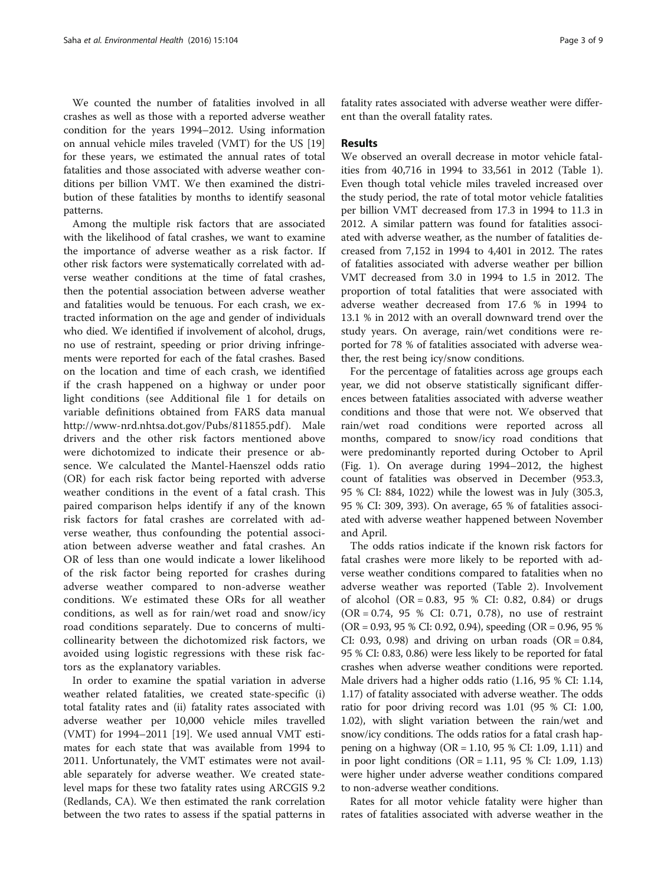We counted the number of fatalities involved in all crashes as well as those with a reported adverse weather condition for the years 1994–2012. Using information on annual vehicle miles traveled (VMT) for the US [19] for these years, we estimated the annual rates of total fatalities and those associated with adverse weather conditions per billion VMT. We then examined the distribution of these fatalities by months to identify seasonal patterns.

Among the multiple risk factors that are associated with the likelihood of fatal crashes, we want to examine the importance of adverse weather as a risk factor. If other risk factors were systematically correlated with adverse weather conditions at the time of fatal crashes, then the potential association between adverse weather and fatalities would be tenuous. For each crash, we extracted information on the age and gender of individuals who died. We identified if involvement of alcohol, drugs, no use of restraint, speeding or prior driving infringements were reported for each of the fatal crashes. Based on the location and time of each crash, we identified if the crash happened on a highway or under poor light conditions (see Additional file 1 for details on variable definitions obtained from FARS data manual http://www-nrd.nhtsa.dot.gov/Pubs/811855.pdf). Male drivers and the other risk factors mentioned above were dichotomized to indicate their presence or absence. We calculated the Mantel-Haenszel odds ratio (OR) for each risk factor being reported with adverse weather conditions in the event of a fatal crash. This paired comparison helps identify if any of the known risk factors for fatal crashes are correlated with adverse weather, thus confounding the potential association between adverse weather and fatal crashes. An OR of less than one would indicate a lower likelihood of the risk factor being reported for crashes during adverse weather compared to non-adverse weather conditions. We estimated these ORs for all weather conditions, as well as for rain/wet road and snow/icy road conditions separately. Due to concerns of multicollinearity between the dichotomized risk factors, we avoided using logistic regressions with these risk factors as the explanatory variables.

In order to examine the spatial variation in adverse weather related fatalities, we created state-specific (i) total fatality rates and (ii) fatality rates associated with adverse weather per 10,000 vehicle miles travelled (VMT) for 1994–2011 [19]. We used annual VMT estimates for each state that was available from 1994 to 2011. Unfortunately, the VMT estimates were not available separately for adverse weather. We created state-level maps for these two fatality rates using ARCGIS 9.2 (Redlands, CA). We then estimated the rank correlation between the two rates to assess if the spatial patterns in fatality rates associated with adverse weather were different than the overall fatality rates.

## Results

We observed an overall decrease in motor vehicle fatalities from 40,716 in 1994 to 33,561 in 2012 (Table 1). Even though total vehicle miles traveled increased over the study period, the rate of total motor vehicle fatalities per billion VMT decreased from 17.3 in 1994 to 11.3 in 2012. A similar pattern was found for fatalities associated with adverse weather, as the number of fatalities decreased from 7,152 in 1994 to 4,401 in 2012. The rates of fatalities associated with adverse weather per billion VMT decreased from 3.0 in 1994 to 1.5 in 2012. The proportion of total fatalities that were associated with adverse weather decreased from 17.6 % in 1994 to 13.1 % in 2012 with an overall downward trend over the study years. On average, rain/wet conditions were reported for 78 % of fatalities associated with adverse weather, the rest being icy/snow conditions.

For the percentage of fatalities across age groups each year, we did not observe statistically significant differences between fatalities associated with adverse weather conditions and those that were not. We observed that rain/wet road conditions were reported across all months, compared to snow/icy road conditions that were predominantly reported during October to April (Fig. 1). On average during 1994–2012, the highest count of fatalities was observed in December (953.3, 95 % CI: 884, 1022) while the lowest was in July (305.3, 95 % CI: 309, 393). On average, 65 % of fatalities associated with adverse weather happened between November and April.

The odds ratios indicate if the known risk factors for fatal crashes were more likely to be reported with adverse weather conditions compared to fatalities when no adverse weather was reported (Table 2). Involvement of alcohol (OR = 0.83, 95 % CI: 0.82, 0.84) or drugs (OR = 0.74, 95 % CI: 0.71, 0.78), no use of restraint (OR = 0.93, 95 % CI: 0.92, 0.94), speeding (OR = 0.96, 95 % CI: 0.93, 0.98) and driving on urban roads (OR = 0.84, 95 % CI: 0.83, 0.86) were less likely to be reported for fatal crashes when adverse weather conditions were reported. Male drivers had a higher odds ratio (1.16, 95 % CI: 1.14, 1.17) of fatality associated with adverse weather. The odds ratio for poor driving record was 1.01 (95 % CI: 1.00, 1.02), with slight variation between the rain/wet and snow/icy conditions. The odds ratios for a fatal crash happening on a highway (OR = 1.10, 95 % CI: 1.09, 1.11) and in poor light conditions (OR = 1.11, 95 % CI: 1.09, 1.13) were higher under adverse weather conditions compared to non-adverse weather conditions.

Rates for all motor vehicle fatality were higher than rates of fatalities associated with adverse weather in the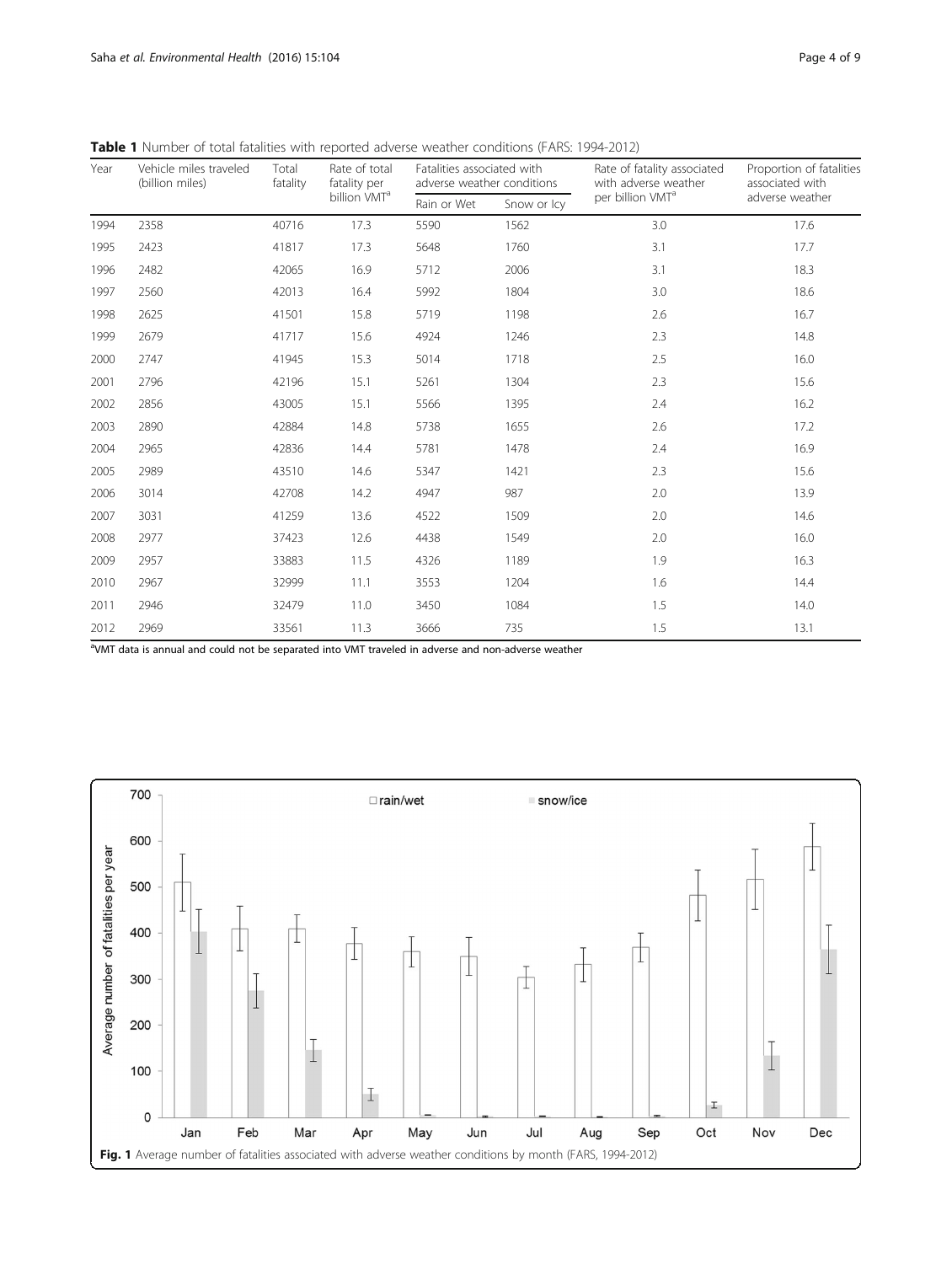**Table 1** Number of total fatalities with reported adverse weather conditions (FARS: 1994-2012)

| Year | Vehicle miles traveled (billion miles) | Total fatality | Rate of total fatality per billion VMT[a] | Fatalities associated with adverse weather conditions | | Rate of fatality associated with adverse weather per billion VMT[a] | Proportion of fatalities associated with adverse weather |
|---|---|---|---|---|---|---|---|
| | | | | Rain or Wet | Snow or Icy | | |
| 1994 | 2358 | 40716 | 17.3 | 5590 | 1562 | 3.0 | 17.6 |
| 1995 | 2423 | 41817 | 17.3 | 5648 | 1760 | 3.1 | 17.7 |
| 1996 | 2482 | 42065 | 16.9 | 5712 | 2006 | 3.1 | 18.3 |
| 1997 | 2560 | 42013 | 16.4 | 5992 | 1804 | 3.0 | 18.6 |
| 1998 | 2625 | 41501 | 15.8 | 5719 | 1198 | 2.6 | 16.7 |
| 1999 | 2679 | 41717 | 15.6 | 4924 | 1246 | 2.3 | 14.8 |
| 2000 | 2747 | 41945 | 15.3 | 5014 | 1718 | 2.5 | 16.0 |
| 2001 | 2796 | 42196 | 15.1 | 5261 | 1304 | 2.3 | 15.6 |
| 2002 | 2856 | 43005 | 15.1 | 5566 | 1395 | 2.4 | 16.2 |
| 2003 | 2890 | 42884 | 14.8 | 5738 | 1655 | 2.6 | 17.2 |
| 2004 | 2965 | 42836 | 14.4 | 5781 | 1478 | 2.4 | 16.9 |
| 2005 | 2989 | 43510 | 14.6 | 5347 | 1421 | 2.3 | 15.6 |
| 2006 | 3014 | 42708 | 14.2 | 4947 | 987 | 2.0 | 13.9 |
| 2007 | 3031 | 41259 | 13.6 | 4522 | 1509 | 2.0 | 14.6 |
| 2008 | 2977 | 37423 | 12.6 | 4438 | 1549 | 2.0 | 16.0 |
| 2009 | 2957 | 33883 | 11.5 | 4326 | 1189 | 1.9 | 16.3 |
| 2010 | 2967 | 32999 | 11.1 | 3553 | 1204 | 1.6 | 14.4 |
| 2011 | 2946 | 32479 | 11.0 | 3450 | 1084 | 1.5 | 14.0 |
| 2012 | 2969 | 33561 | 11.3 | 3666 | 735 | 1.5 | 13.1 |

[a]VMT data is annual and could not be separated into VMT traveled in adverse and non-adverse weather

**Fig. 1** Average number of fatalities associated with adverse weather conditions by month (FARS, 1994-2012)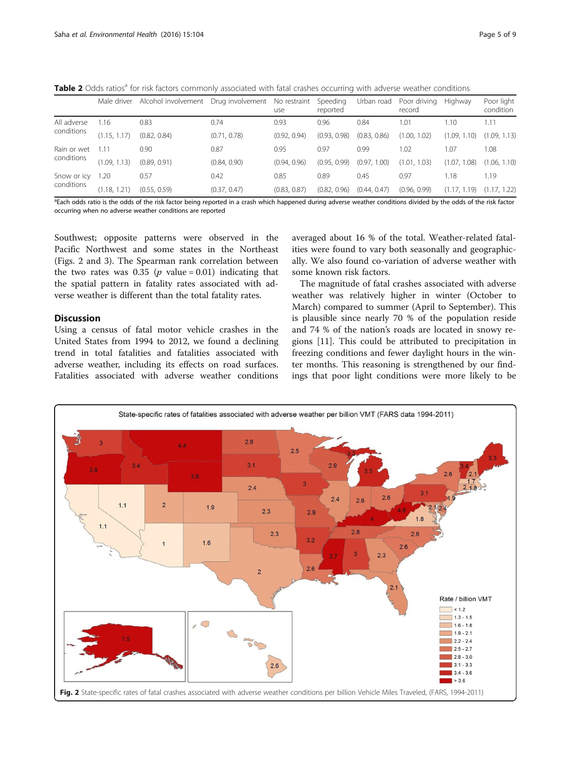**Table 2** Odds ratios[a] for risk factors commonly associated with fatal crashes occurring with adverse weather conditions

| | Male driver | Alcohol involvement | Drug involvement | No restraint use | Speeding reported | Urban road | Poor driving record | Highway | Poor light condition |
|---|---|---|---|---|---|---|---|---|---|
| All adverse conditions | 1.16 | 0.83 | 0.74 | 0.93 | 0.96 | 0.84 | 1.01 | 1.10 | 1.11 |
| | (1.15, 1.17) | (0.82, 0.84) | (0.71, 0.78) | (0.92, 0.94) | (0.93, 0.98) | (0.83, 0.86) | (1.00, 1.02) | (1.09, 1.10) | (1.09, 1.13) |
| Rain or wet conditions | 1.11 | 0.90 | 0.87 | 0.95 | 0.97 | 0.99 | 1.02 | 1.07 | 1.08 |
| | (1.09, 1.13) | (0.89, 0.91) | (0.84, 0.90) | (0.94, 0.96) | (0.95, 0.99) | (0.97, 1.00) | (1.01, 1.03) | (1.07, 1.08) | (1.06, 1.10) |
| Snow or icy conditions | 1.20 | 0.57 | 0.42 | 0.85 | 0.89 | 0.45 | 0.97 | 1.18 | 1.19 |
| | (1.18, 1.21) | (0.55, 0.59) | (0.37, 0.47) | (0.83, 0.87) | (0.82, 0.96) | (0.44, 0.47) | (0.96, 0.99) | (1.17, 1.19) | (1.17, 1.22) |

[a]Each odds ratio is the odds of the risk factor being reported in a crash which happened during adverse weather conditions divided by the odds of the risk factor occurring when no adverse weather conditions are reported

Southwest; opposite patterns were observed in the Pacific Northwest and some states in the Northeast (Figs. 2 and 3). The Spearman rank correlation between the two rates was 0.35 ($p$ value = 0.01) indicating that the spatial pattern in fatality rates associated with adverse weather is different than the total fatality rates.

## Discussion

Using a census of fatal motor vehicle crashes in the United States from 1994 to 2012, we found a declining trend in total fatalities and fatalities associated with adverse weather, including its effects on road surfaces. Fatalities associated with adverse weather conditions averaged about 16 % of the total. Weather-related fatalities were found to vary both seasonally and geographically. We also found co-variation of adverse weather with some known risk factors.

The magnitude of fatal crashes associated with adverse weather was relatively higher in winter (October to March) compared to summer (April to September). This is plausible since nearly 70 % of the population reside and 74 % of the nation's roads are located in snowy regions [11]. This could be attributed to precipitation in freezing conditions and fewer daylight hours in the winter months. This reasoning is strengthened by our findings that poor light conditions were more likely to be

**Fig. 2** State-specific rates of fatal crashes associated with adverse weather conditions per billion Vehicle Miles Traveled, (FARS, 1994-2011)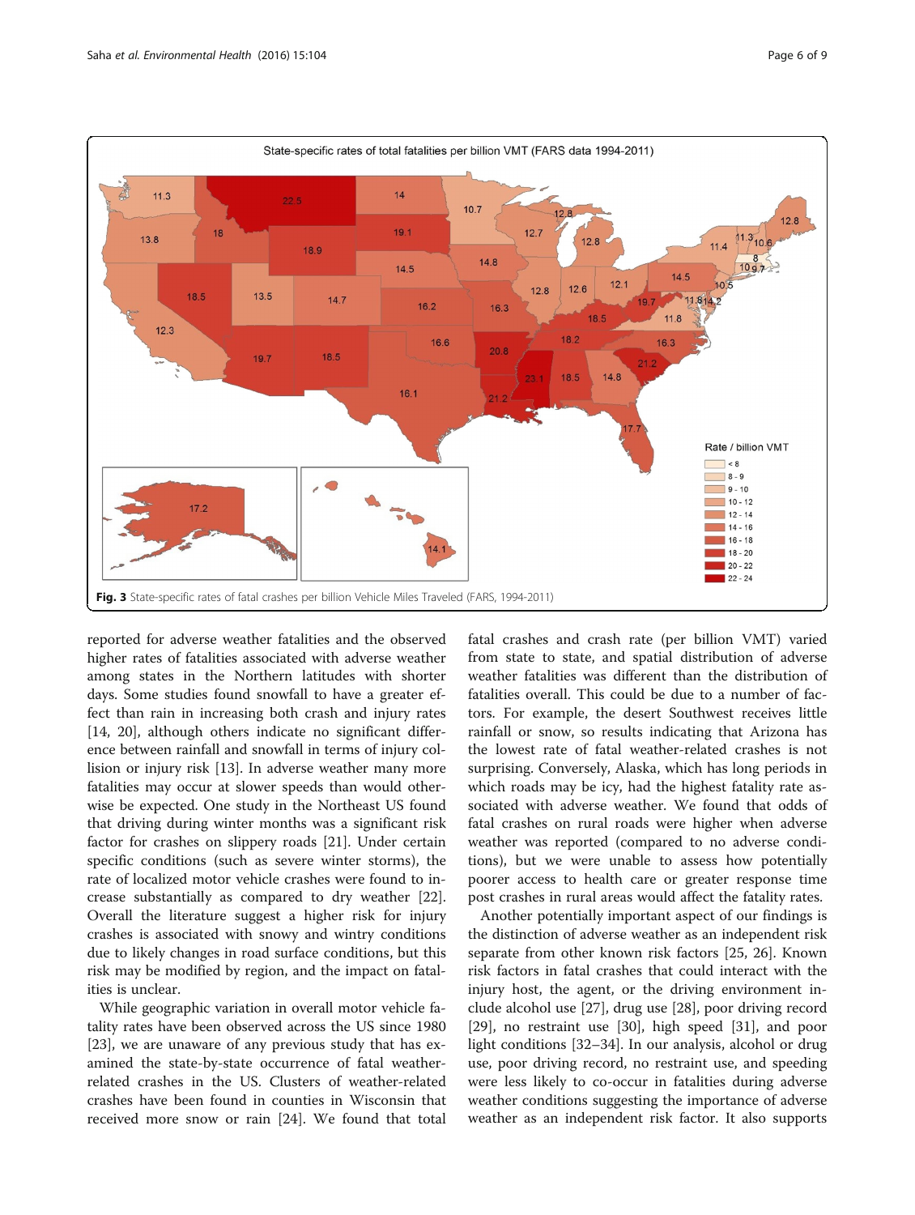**Fig. 3** State-specific rates of fatal crashes per billion Vehicle Miles Traveled (FARS, 1994-2011)

reported for adverse weather fatalities and the observed higher rates of fatalities associated with adverse weather among states in the Northern latitudes with shorter days. Some studies found snowfall to have a greater effect than rain in increasing both crash and injury rates [14, 20], although others indicate no significant difference between rainfall and snowfall in terms of injury collision or injury risk [13]. In adverse weather many more fatalities may occur at slower speeds than would otherwise be expected. One study in the Northeast US found that driving during winter months was a significant risk factor for crashes on slippery roads [21]. Under certain specific conditions (such as severe winter storms), the rate of localized motor vehicle crashes were found to increase substantially as compared to dry weather [22]. Overall the literature suggest a higher risk for injury crashes is associated with snowy and wintry conditions due to likely changes in road surface conditions, but this risk may be modified by region, and the impact on fatalities is unclear.

While geographic variation in overall motor vehicle fatality rates have been observed across the US since 1980 [23], we are unaware of any previous study that has examined the state-by-state occurrence of fatal weather-related crashes in the US. Clusters of weather-related crashes have been found in counties in Wisconsin that received more snow or rain [24]. We found that total fatal crashes and crash rate (per billion VMT) varied from state to state, and spatial distribution of adverse weather fatalities was different than the distribution of fatalities overall. This could be due to a number of factors. For example, the desert Southwest receives little rainfall or snow, so results indicating that Arizona has the lowest rate of fatal weather-related crashes is not surprising. Conversely, Alaska, which has long periods in which roads may be icy, had the highest fatality rate associated with adverse weather. We found that odds of fatal crashes on rural roads were higher when adverse weather was reported (compared to no adverse conditions), but we were unable to assess how potentially poorer access to health care or greater response time post crashes in rural areas would affect the fatality rates.

Another potentially important aspect of our findings is the distinction of adverse weather as an independent risk separate from other known risk factors [25, 26]. Known risk factors in fatal crashes that could interact with the injury host, the agent, or the driving environment include alcohol use [27], drug use [28], poor driving record [29], no restraint use [30], high speed [31], and poor light conditions [32–34]. In our analysis, alcohol or drug use, poor driving record, no restraint use, and speeding were less likely to co-occur in fatalities during adverse weather conditions suggesting the importance of adverse weather as an independent risk factor. It also supports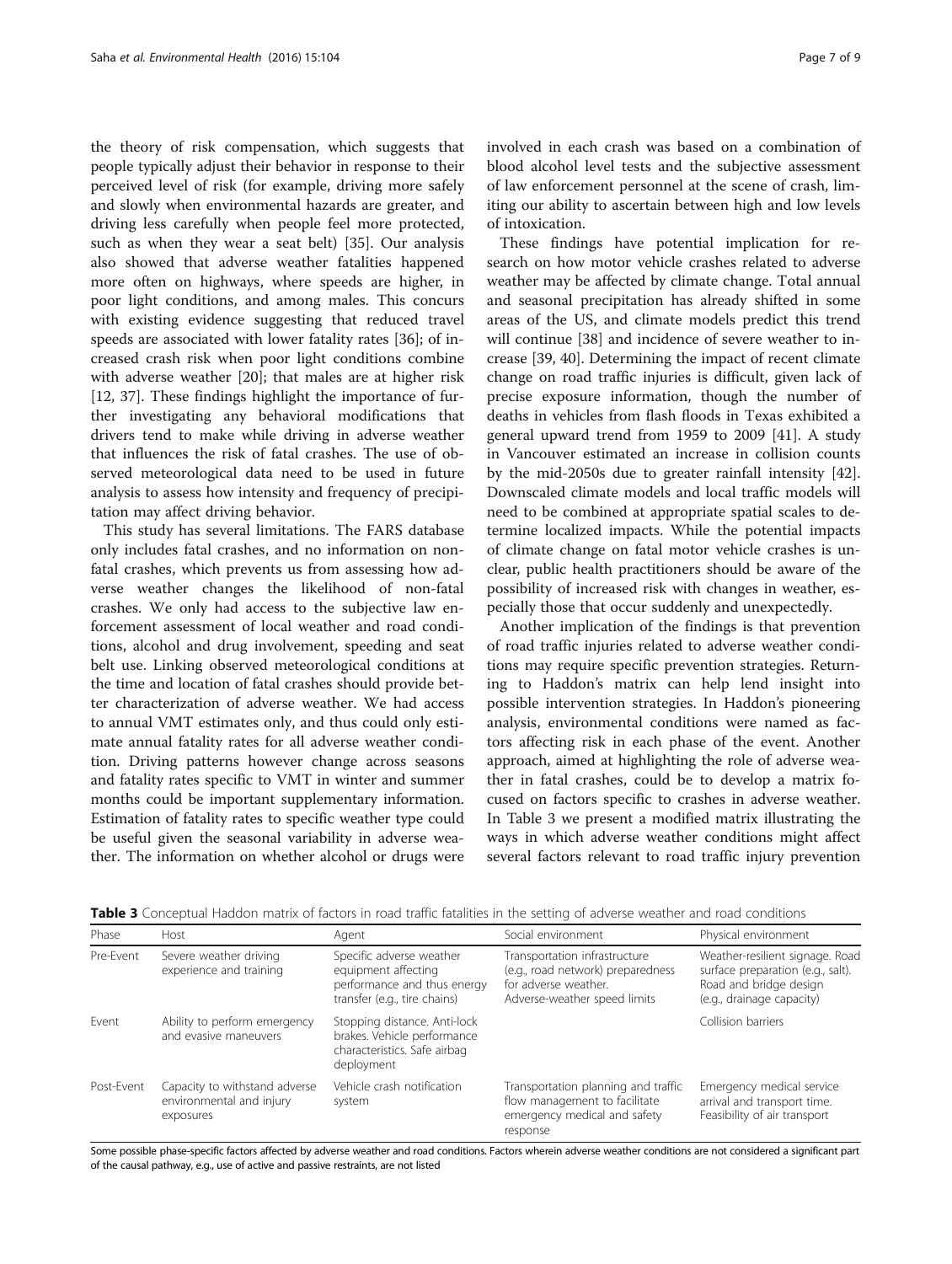the theory of risk compensation, which suggests that people typically adjust their behavior in response to their perceived level of risk (for example, driving more safely and slowly when environmental hazards are greater, and driving less carefully when people feel more protected, such as when they wear a seat belt) [35]. Our analysis also showed that adverse weather fatalities happened more often on highways, where speeds are higher, in poor light conditions, and among males. This concurs with existing evidence suggesting that reduced travel speeds are associated with lower fatality rates [36]; of increased crash risk when poor light conditions combine with adverse weather [20]; that males are at higher risk [12, 37]. These findings highlight the importance of further investigating any behavioral modifications that drivers tend to make while driving in adverse weather that influences the risk of fatal crashes. The use of observed meteorological data need to be used in future analysis to assess how intensity and frequency of precipitation may affect driving behavior.

This study has several limitations. The FARS database only includes fatal crashes, and no information on non-fatal crashes, which prevents us from assessing how adverse weather changes the likelihood of non-fatal crashes. We only had access to the subjective law enforcement assessment of local weather and road conditions, alcohol and drug involvement, speeding and seat belt use. Linking observed meteorological conditions at the time and location of fatal crashes should provide better characterization of adverse weather. We had access to annual VMT estimates only, and thus could only estimate annual fatality rates for all adverse weather condition. Driving patterns however change across seasons and fatality rates specific to VMT in winter and summer months could be important supplementary information. Estimation of fatality rates to specific weather type could be useful given the seasonal variability in adverse weather. The information on whether alcohol or drugs were involved in each crash was based on a combination of blood alcohol level tests and the subjective assessment of law enforcement personnel at the scene of crash, limiting our ability to ascertain between high and low levels of intoxication.

These findings have potential implication for research on how motor vehicle crashes related to adverse weather may be affected by climate change. Total annual and seasonal precipitation has already shifted in some areas of the US, and climate models predict this trend will continue [38] and incidence of severe weather to increase [39, 40]. Determining the impact of recent climate change on road traffic injuries is difficult, given lack of precise exposure information, though the number of deaths in vehicles from flash floods in Texas exhibited a general upward trend from 1959 to 2009 [41]. A study in Vancouver estimated an increase in collision counts by the mid-2050s due to greater rainfall intensity [42]. Downscaled climate models and local traffic models will need to be combined at appropriate spatial scales to determine localized impacts. While the potential impacts of climate change on fatal motor vehicle crashes is unclear, public health practitioners should be aware of the possibility of increased risk with changes in weather, especially those that occur suddenly and unexpectedly.

Another implication of the findings is that prevention of road traffic injuries related to adverse weather conditions may require specific prevention strategies. Returning to Haddon's matrix can help lend insight into possible intervention strategies. In Haddon's pioneering analysis, environmental conditions were named as factors affecting risk in each phase of the event. Another approach, aimed at highlighting the role of adverse weather in fatal crashes, could be to develop a matrix focused on factors specific to crashes in adverse weather. In Table 3 we present a modified matrix illustrating the ways in which adverse weather conditions might affect several factors relevant to road traffic injury prevention

**Table 3** Conceptual Haddon matrix of factors in road traffic fatalities in the setting of adverse weather and road conditions

| Phase | Host | Agent | Social environment | Physical environment |
|---|---|---|---|---|
| Pre-Event | Severe weather driving experience and training | Specific adverse weather equipment affecting performance and thus energy transfer (e.g., tire chains) | Transportation infrastructure (e.g., road network) preparedness for adverse weather. Adverse-weather speed limits | Weather-resilient signage. Road surface preparation (e.g., salt). Road and bridge design (e.g., drainage capacity) |
| Event | Ability to perform emergency and evasive maneuvers | Stopping distance. Anti-lock brakes. Vehicle performance characteristics. Safe airbag deployment | | Collision barriers |
| Post-Event | Capacity to withstand adverse environmental and injury exposures | Vehicle crash notification system | Transportation planning and traffic flow management to facilitate emergency medical and safety response | Emergency medical service arrival and transport time. Feasibility of air transport |

Some possible phase-specific factors affected by adverse weather and road conditions. Factors wherein adverse weather conditions are not considered a significant part of the causal pathway, e.g., use of active and passive restraints, are not listed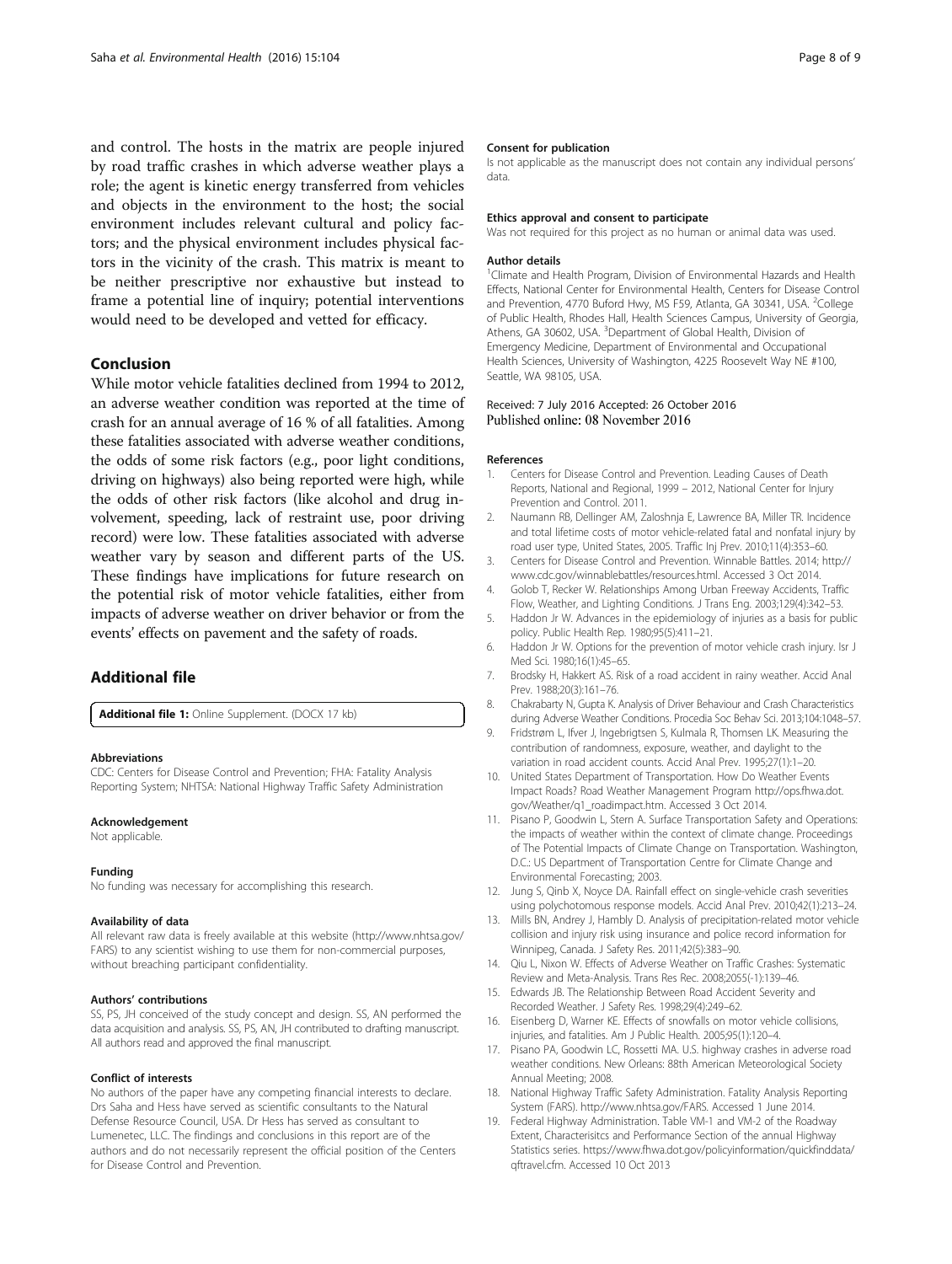and control. The hosts in the matrix are people injured by road traffic crashes in which adverse weather plays a role; the agent is kinetic energy transferred from vehicles and objects in the environment to the host; the social environment includes relevant cultural and policy factors; and the physical environment includes physical factors in the vicinity of the crash. This matrix is meant to be neither prescriptive nor exhaustive but instead to frame a potential line of inquiry; potential interventions would need to be developed and vetted for efficacy.

## Conclusion

While motor vehicle fatalities declined from 1994 to 2012, an adverse weather condition was reported at the time of crash for an annual average of 16 % of all fatalities. Among these fatalities associated with adverse weather conditions, the odds of some risk factors (e.g., poor light conditions, driving on highways) also being reported were high, while the odds of other risk factors (like alcohol and drug involvement, speeding, lack of restraint use, poor driving record) were low. These fatalities associated with adverse weather vary by season and different parts of the US. These findings have implications for future research on the potential risk of motor vehicle fatalities, either from impacts of adverse weather on driver behavior or from the events' effects on pavement and the safety of roads.

## Additional file

**Additional file 1:** Online Supplement. (DOCX 17 kb)

#### Abbreviations

CDC: Centers for Disease Control and Prevention; FHA: Fatality Analysis Reporting System; NHTSA: National Highway Traffic Safety Administration

#### Acknowledgement

Not applicable.

#### Funding

No funding was necessary for accomplishing this research.

#### Availability of data

All relevant raw data is freely available at this website (http://www.nhtsa.gov/FARS) to any scientist wishing to use them for non-commercial purposes, without breaching participant confidentiality.

#### Authors' contributions

SS, PS, JH conceived of the study concept and design. SS, AN performed the data acquisition and analysis. SS, PS, AN, JH contributed to drafting manuscript. All authors read and approved the final manuscript.

#### Conflict of interests

No authors of the paper have any competing financial interests to declare. Drs Saha and Hess have served as scientific consultants to the Natural Defense Resource Council, USA. Dr Hess has served as consultant to Lumenetec, LLC. The findings and conclusions in this report are of the authors and do not necessarily represent the official position of the Centers for Disease Control and Prevention.

#### Consent for publication

Is not applicable as the manuscript does not contain any individual persons' data.

#### Ethics approval and consent to participate

Was not required for this project as no human or animal data was used.

#### Author details

[1]Climate and Health Program, Division of Environmental Hazards and Health Effects, National Center for Environmental Health, Centers for Disease Control and Prevention, 4770 Buford Hwy, MS F59, Atlanta, GA 30341, USA. [2]College of Public Health, Rhodes Hall, Health Sciences Campus, University of Georgia, Athens, GA 30602, USA. [3]Department of Global Health, Division of Emergency Medicine, Department of Environmental and Occupational Health Sciences, University of Washington, 4225 Roosevelt Way NE #100, Seattle, WA 98105, USA.

Received: 7 July 2016 Accepted: 26 October 2016
Published online: 08 November 2016

#### References

1. Centers for Disease Control and Prevention. Leading Causes of Death Reports, National and Regional, 1999 – 2012, National Center for Injury Prevention and Control. 2011.
2. Naumann RB, Dellinger AM, Zaloshnja E, Lawrence BA, Miller TR. Incidence and total lifetime costs of motor vehicle-related fatal and nonfatal injury by road user type, United States, 2005. Traffic Inj Prev. 2010;11(4):353–60.
3. Centers for Disease Control and Prevention. Winnable Battles. 2014; http://www.cdc.gov/winnablebattles/resources.html. Accessed 3 Oct 2014.
4. Golob T, Recker W. Relationships Among Urban Freeway Accidents, Traffic Flow, Weather, and Lighting Conditions. J Trans Eng. 2003;129(4):342–53.
5. Haddon Jr W. Advances in the epidemiology of injuries as a basis for public policy. Public Health Rep. 1980;95(5):411–21.
6. Haddon Jr W. Options for the prevention of motor vehicle crash injury. Isr J Med Sci. 1980;16(1):45–65.
7. Brodsky H, Hakkert AS. Risk of a road accident in rainy weather. Accid Anal Prev. 1988;20(3):161–76.
8. Chakrabarty N, Gupta K. Analysis of Driver Behaviour and Crash Characteristics during Adverse Weather Conditions. Procedia Soc Behav Sci. 2013;104:1048–57.
9. Fridstrøm L, Ifver J, Ingebrigtsen S, Kulmala R, Thomsen LK. Measuring the contribution of randomness, exposure, weather, and daylight to the variation in road accident counts. Accid Anal Prev. 1995;27(1):1–20.
10. United States Department of Transportation. How Do Weather Events Impact Roads? Road Weather Management Program http://ops.fhwa.dot.gov/Weather/q1_roadimpact.htm. Accessed 3 Oct 2014.
11. Pisano P, Goodwin L, Stern A. Surface Transportation Safety and Operations: the impacts of weather within the context of climate change. Proceedings of The Potential Impacts of Climate Change on Transportation. Washington, D.C.: US Department of Transportation Centre for Climate Change and Environmental Forecasting; 2003.
12. Jung S, Qinb X, Noyce DA. Rainfall effect on single-vehicle crash severities using polychotomous response models. Accid Anal Prev. 2010;42(1):213–24.
13. Mills BN, Andrey J, Hambly D. Analysis of precipitation-related motor vehicle collision and injury risk using insurance and police record information for Winnipeg, Canada. J Safety Res. 2011;42(5):383–90.
14. Qiu L, Nixon W. Effects of Adverse Weather on Traffic Crashes: Systematic Review and Meta-Analysis. Trans Res Rec. 2008;2055(-1):139–46.
15. Edwards JB. The Relationship Between Road Accident Severity and Recorded Weather. J Safety Res. 1998;29(4):249–62.
16. Eisenberg D, Warner KE. Effects of snowfalls on motor vehicle collisions, injuries, and fatalities. Am J Public Health. 2005;95(1):120–4.
17. Pisano PA, Goodwin LC, Rossetti MA. U.S. highway crashes in adverse road weather conditions. New Orleans: 88th American Meteorological Society Annual Meeting; 2008.
18. National Highway Traffic Safety Administration. Fatality Analysis Reporting System (FARS). http://www.nhtsa.gov/FARS. Accessed 1 June 2014.
19. Federal Highway Administration. Table VM-1 and VM-2 of the Roadway Extent, Characterisitcs and Performance Section of the annual Highway Statistics series. https://www.fhwa.dot.gov/policyinformation/quickfinddata/qftravel.cfm. Accessed 10 Oct 2013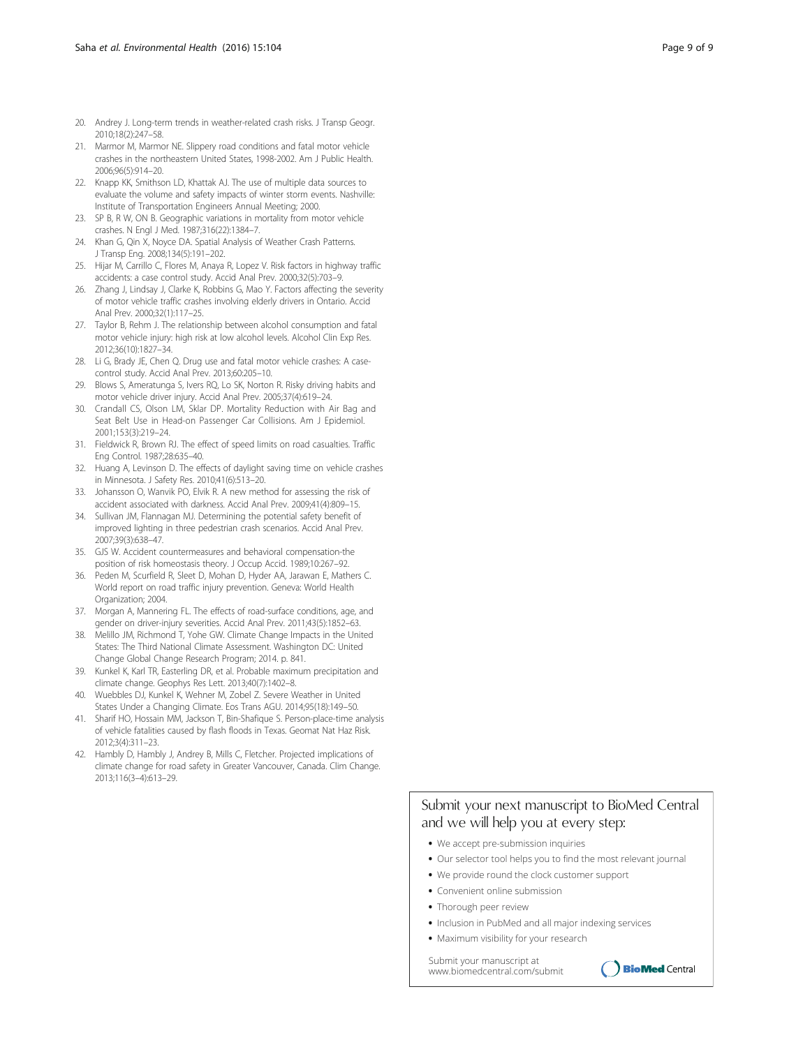20. Andrey J. Long-term trends in weather-related crash risks. J Transp Geogr. 2010;18(2):247–58.
21. Marmor M, Marmor NE. Slippery road conditions and fatal motor vehicle crashes in the northeastern United States, 1998-2002. Am J Public Health. 2006;96(5):914–20.
22. Knapp KK, Smithson LD, Khattak AJ. The use of multiple data sources to evaluate the volume and safety impacts of winter storm events. Nashville: Institute of Transportation Engineers Annual Meeting; 2000.
23. SP B, R W, ON B. Geographic variations in mortality from motor vehicle crashes. N Engl J Med. 1987;316(22):1384–7.
24. Khan G, Qin X, Noyce DA. Spatial Analysis of Weather Crash Patterns. J Transp Eng. 2008;134(5):191–202.
25. Hijar M, Carrillo C, Flores M, Anaya R, Lopez V. Risk factors in highway traffic accidents: a case control study. Accid Anal Prev. 2000;32(5):703–9.
26. Zhang J, Lindsay J, Clarke K, Robbins G, Mao Y. Factors affecting the severity of motor vehicle traffic crashes involving elderly drivers in Ontario. Accid Anal Prev. 2000;32(1):117–25.
27. Taylor B, Rehm J. The relationship between alcohol consumption and fatal motor vehicle injury: high risk at low alcohol levels. Alcohol Clin Exp Res. 2012;36(10):1827–34.
28. Li G, Brady JE, Chen Q. Drug use and fatal motor vehicle crashes: A case-control study. Accid Anal Prev. 2013;60:205–10.
29. Blows S, Ameratunga S, Ivers RQ, Lo SK, Norton R. Risky driving habits and motor vehicle driver injury. Accid Anal Prev. 2005;37(4):619–24.
30. Crandall CS, Olson LM, Sklar DP. Mortality Reduction with Air Bag and Seat Belt Use in Head-on Passenger Car Collisions. Am J Epidemiol. 2001;153(3):219–24.
31. Fieldwick R, Brown RJ. The effect of speed limits on road casualties. Traffic Eng Control. 1987;28:635–40.
32. Huang A, Levinson D. The effects of daylight saving time on vehicle crashes in Minnesota. J Safety Res. 2010;41(6):513–20.
33. Johansson O, Wanvik PO, Elvik R. A new method for assessing the risk of accident associated with darkness. Accid Anal Prev. 2009;41(4):809–15.
34. Sullivan JM, Flannagan MJ. Determining the potential safety benefit of improved lighting in three pedestrian crash scenarios. Accid Anal Prev. 2007;39(3):638–47.
35. GJS W. Accident countermeasures and behavioral compensation-the position of risk homeostasis theory. J Occup Accid. 1989;10:267–92.
36. Peden M, Scurfield R, Sleet D, Mohan D, Hyder AA, Jarawan E, Mathers C. World report on road traffic injury prevention. Geneva: World Health Organization; 2004.
37. Morgan A, Mannering FL. The effects of road-surface conditions, age, and gender on driver-injury severities. Accid Anal Prev. 2011;43(5):1852–63.
38. Melillo JM, Richmond T, Yohe GW. Climate Change Impacts in the United States: The Third National Climate Assessment. Washington DC: United Change Global Change Research Program; 2014. p. 841.
39. Kunkel K, Karl TR, Easterling DR, et al. Probable maximum precipitation and climate change. Geophys Res Lett. 2013;40(7):1402–8.
40. Wuebbles DJ, Kunkel K, Wehner M, Zobel Z. Severe Weather in United States Under a Changing Climate. Eos Trans AGU. 2014;95(18):149–50.
41. Sharif HO, Hossain MM, Jackson T, Bin-Shafique S. Person-place-time analysis of vehicle fatalities caused by flash floods in Texas. Geomat Nat Haz Risk. 2012;3(4):311–23.
42. Hambly D, Hambly J, Andrey B, Mills C, Fletcher. Projected implications of climate change for road safety in Greater Vancouver, Canada. Clim Change. 2013;116(3–4):613–29.

Submit your next manuscript to BioMed Central and we will help you at every step:

- We accept pre-submission inquiries
- Our selector tool helps you to find the most relevant journal
- We provide round the clock customer support
- Convenient online submission
- Thorough peer review
- Inclusion in PubMed and all major indexing services
- Maximum visibility for your research

Submit your manuscript at www.biomedcentral.com/submit

BioMed Central